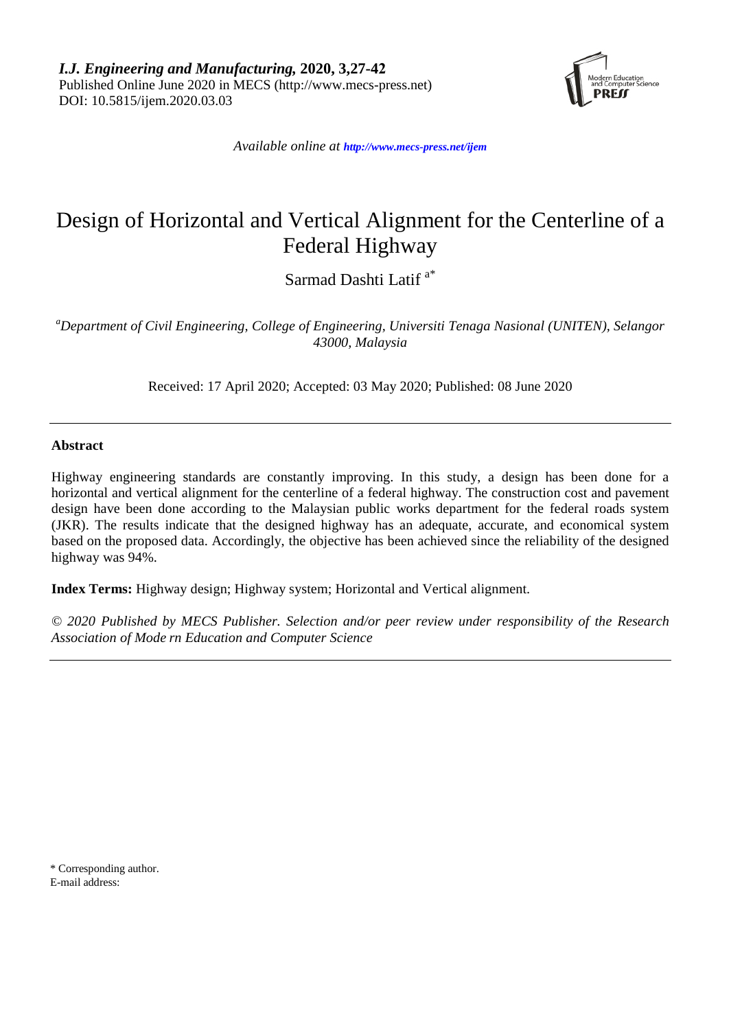*Available online at http://www.mecs-press.net/ijem*

# Design of Horizontal and Vertical Alignment for the Centerline of a Federal Highway

Sarmad Dashti Latif [a*]

[a] *Department of Civil Engineering, College of Engineering, Universiti Tenaga Nasional (UNITEN), Selangor 43000, Malaysia*

Received: 17 April 2020; Accepted: 03 May 2020; Published: 08 June 2020

---

**Abstract**

Highway engineering standards are constantly improving. In this study, a design has been done for a horizontal and vertical alignment for the centerline of a federal highway. The construction cost and pavement design have been done according to the Malaysian public works department for the federal roads system (JKR). The results indicate that the designed highway has an adequate, accurate, and economical system based on the proposed data. Accordingly, the objective has been achieved since the reliability of the designed highway was 94%.

**Index Terms:** Highway design; Highway system; Horizontal and Vertical alignment.

*© 2020 Published by MECS Publisher. Selection and/or peer review under responsibility of the Research Association of Mode rn Education and Computer Science*

---

\* Corresponding author.
E-mail address: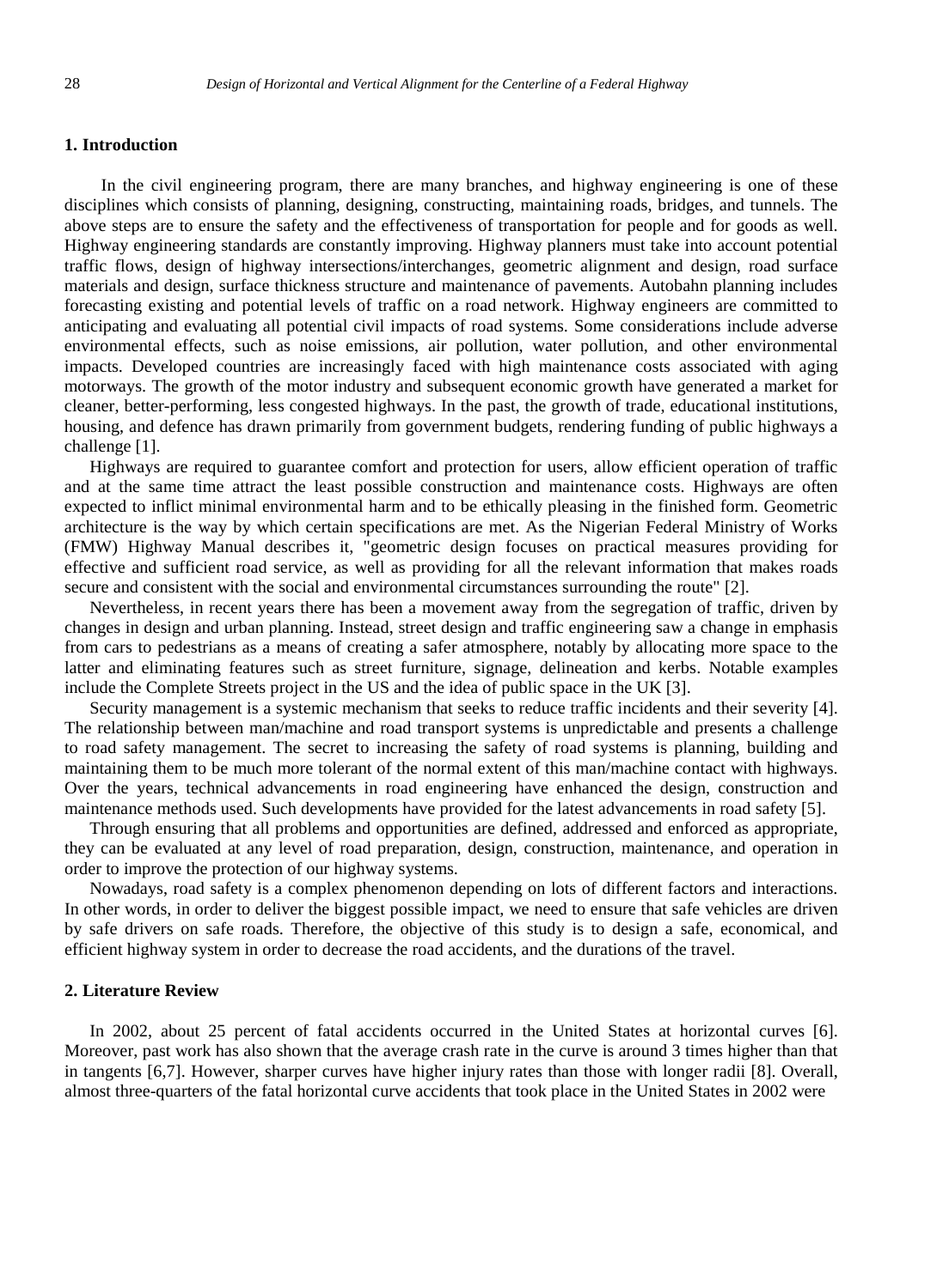## 1. Introduction

In the civil engineering program, there are many branches, and highway engineering is one of these disciplines which consists of planning, designing, constructing, maintaining roads, bridges, and tunnels. The above steps are to ensure the safety and the effectiveness of transportation for people and for goods as well. Highway engineering standards are constantly improving. Highway planners must take into account potential traffic flows, design of highway intersections/interchanges, geometric alignment and design, road surface materials and design, surface thickness structure and maintenance of pavements. Autobahn planning includes forecasting existing and potential levels of traffic on a road network. Highway engineers are committed to anticipating and evaluating all potential civil impacts of road systems. Some considerations include adverse environmental effects, such as noise emissions, air pollution, water pollution, and other environmental impacts. Developed countries are increasingly faced with high maintenance costs associated with aging motorways. The growth of the motor industry and subsequent economic growth have generated a market for cleaner, better-performing, less congested highways. In the past, the growth of trade, educational institutions, housing, and defence has drawn primarily from government budgets, rendering funding of public highways a challenge [1].

Highways are required to guarantee comfort and protection for users, allow efficient operation of traffic and at the same time attract the least possible construction and maintenance costs. Highways are often expected to inflict minimal environmental harm and to be ethically pleasing in the finished form. Geometric architecture is the way by which certain specifications are met. As the Nigerian Federal Ministry of Works (FMW) Highway Manual describes it, "geometric design focuses on practical measures providing for effective and sufficient road service, as well as providing for all the relevant information that makes roads secure and consistent with the social and environmental circumstances surrounding the route" [2].

Nevertheless, in recent years there has been a movement away from the segregation of traffic, driven by changes in design and urban planning. Instead, street design and traffic engineering saw a change in emphasis from cars to pedestrians as a means of creating a safer atmosphere, notably by allocating more space to the latter and eliminating features such as street furniture, signage, delineation and kerbs. Notable examples include the Complete Streets project in the US and the idea of public space in the UK [3].

Security management is a systemic mechanism that seeks to reduce traffic incidents and their severity [4]. The relationship between man/machine and road transport systems is unpredictable and presents a challenge to road safety management. The secret to increasing the safety of road systems is planning, building and maintaining them to be much more tolerant of the normal extent of this man/machine contact with highways. Over the years, technical advancements in road engineering have enhanced the design, construction and maintenance methods used. Such developments have provided for the latest advancements in road safety [5].

Through ensuring that all problems and opportunities are defined, addressed and enforced as appropriate, they can be evaluated at any level of road preparation, design, construction, maintenance, and operation in order to improve the protection of our highway systems.

Nowadays, road safety is a complex phenomenon depending on lots of different factors and interactions. In other words, in order to deliver the biggest possible impact, we need to ensure that safe vehicles are driven by safe drivers on safe roads. Therefore, the objective of this study is to design a safe, economical, and efficient highway system in order to decrease the road accidents, and the durations of the travel.

## 2. Literature Review

In 2002, about 25 percent of fatal accidents occurred in the United States at horizontal curves [6]. Moreover, past work has also shown that the average crash rate in the curve is around 3 times higher than that in tangents [6,7]. However, sharper curves have higher injury rates than those with longer radii [8]. Overall, almost three-quarters of the fatal horizontal curve accidents that took place in the United States in 2002 were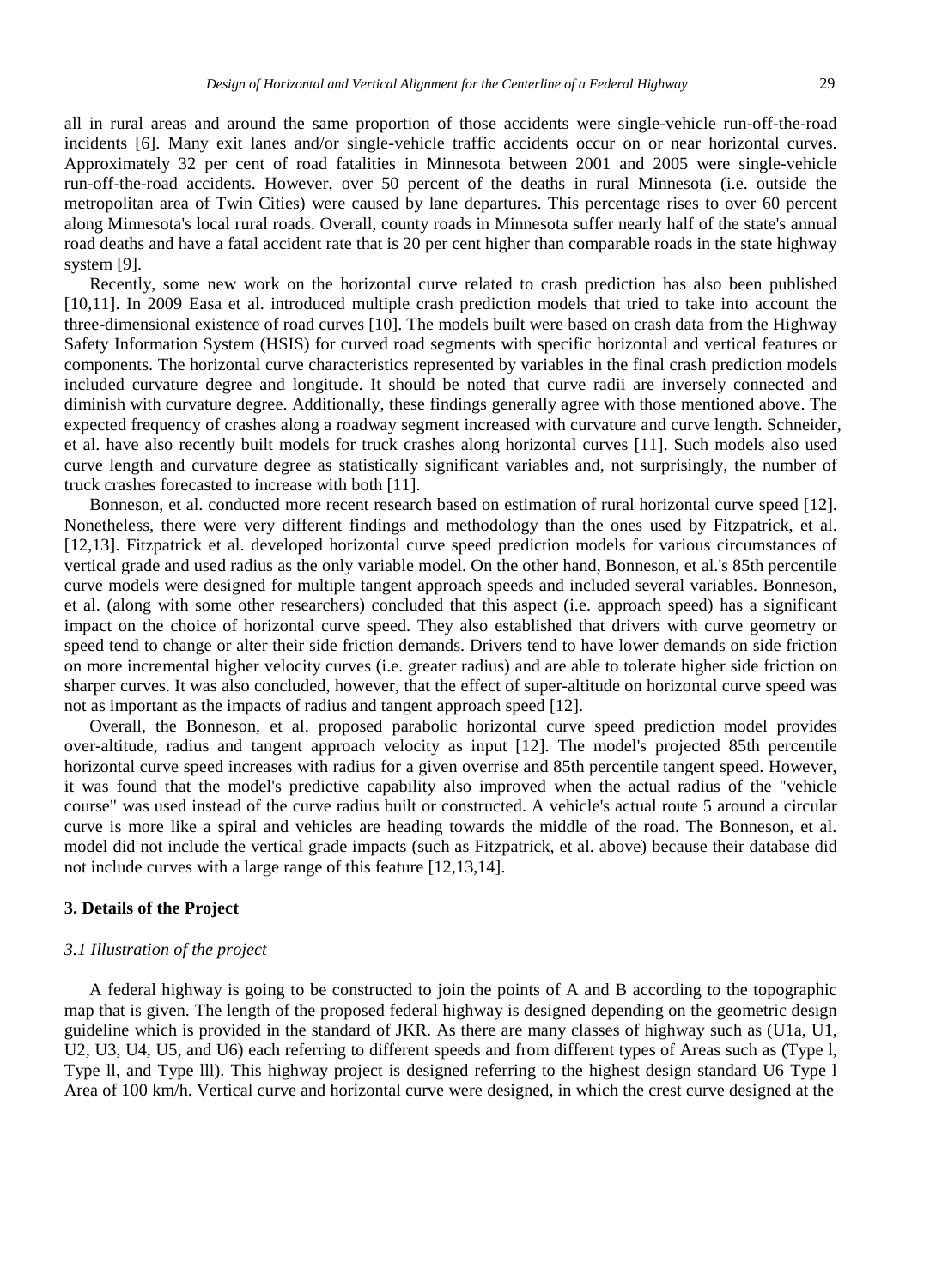all in rural areas and around the same proportion of those accidents were single-vehicle run-off-the-road incidents [6]. Many exit lanes and/or single-vehicle traffic accidents occur on or near horizontal curves. Approximately 32 per cent of road fatalities in Minnesota between 2001 and 2005 were single-vehicle run-off-the-road accidents. However, over 50 percent of the deaths in rural Minnesota (i.e. outside the metropolitan area of Twin Cities) were caused by lane departures. This percentage rises to over 60 percent along Minnesota's local rural roads. Overall, county roads in Minnesota suffer nearly half of the state's annual road deaths and have a fatal accident rate that is 20 per cent higher than comparable roads in the state highway system [9].

Recently, some new work on the horizontal curve related to crash prediction has also been published [10,11]. In 2009 Easa et al. introduced multiple crash prediction models that tried to take into account the three-dimensional existence of road curves [10]. The models built were based on crash data from the Highway Safety Information System (HSIS) for curved road segments with specific horizontal and vertical features or components. The horizontal curve characteristics represented by variables in the final crash prediction models included curvature degree and longitude. It should be noted that curve radii are inversely connected and diminish with curvature degree. Additionally, these findings generally agree with those mentioned above. The expected frequency of crashes along a roadway segment increased with curvature and curve length. Schneider, et al. have also recently built models for truck crashes along horizontal curves [11]. Such models also used curve length and curvature degree as statistically significant variables and, not surprisingly, the number of truck crashes forecasted to increase with both [11].

Bonneson, et al. conducted more recent research based on estimation of rural horizontal curve speed [12]. Nonetheless, there were very different findings and methodology than the ones used by Fitzpatrick, et al. [12,13]. Fitzpatrick et al. developed horizontal curve speed prediction models for various circumstances of vertical grade and used radius as the only variable model. On the other hand, Bonneson, et al.'s 85th percentile curve models were designed for multiple tangent approach speeds and included several variables. Bonneson, et al. (along with some other researchers) concluded that this aspect (i.e. approach speed) has a significant impact on the choice of horizontal curve speed. They also established that drivers with curve geometry or speed tend to change or alter their side friction demands. Drivers tend to have lower demands on side friction on more incremental higher velocity curves (i.e. greater radius) and are able to tolerate higher side friction on sharper curves. It was also concluded, however, that the effect of super-altitude on horizontal curve speed was not as important as the impacts of radius and tangent approach speed [12].

Overall, the Bonneson, et al. proposed parabolic horizontal curve speed prediction model provides over-altitude, radius and tangent approach velocity as input [12]. The model's projected 85th percentile horizontal curve speed increases with radius for a given overrise and 85th percentile tangent speed. However, it was found that the model's predictive capability also improved when the actual radius of the "vehicle course" was used instead of the curve radius built or constructed. A vehicle's actual route 5 around a circular curve is more like a spiral and vehicles are heading towards the middle of the road. The Bonneson, et al. model did not include the vertical grade impacts (such as Fitzpatrick, et al. above) because their database did not include curves with a large range of this feature [12,13,14].

## 3. Details of the Project

### *3.1 Illustration of the project*

A federal highway is going to be constructed to join the points of A and B according to the topographic map that is given. The length of the proposed federal highway is designed depending on the geometric design guideline which is provided in the standard of JKR. As there are many classes of highway such as (U1a, U1, U2, U3, U4, U5, and U6) each referring to different speeds and from different types of Areas such as (Type l, Type ll, and Type lll). This highway project is designed referring to the highest design standard U6 Type l Area of 100 km/h. Vertical curve and horizontal curve were designed, in which the crest curve designed at the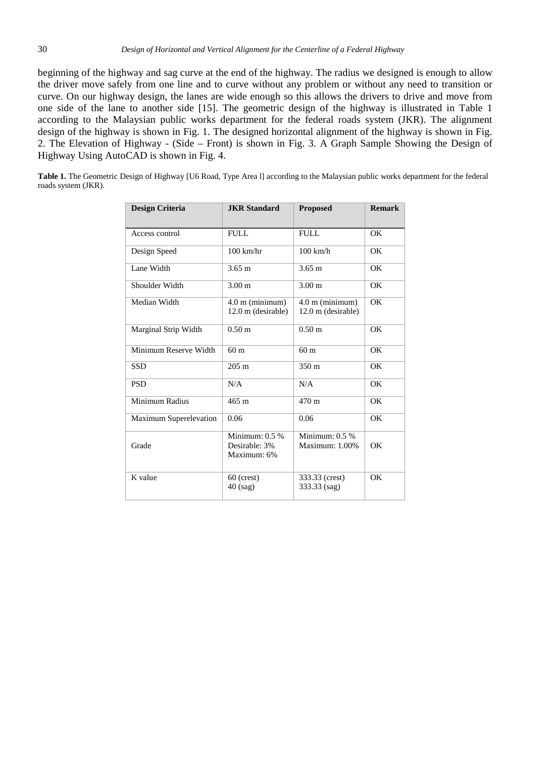beginning of the highway and sag curve at the end of the highway. The radius we designed is enough to allow the driver move safely from one line and to curve without any problem or without any need to transition or curve. On our highway design, the lanes are wide enough so this allows the drivers to drive and move from one side of the lane to another side [15]. The geometric design of the highway is illustrated in Table 1 according to the Malaysian public works department for the federal roads system (JKR). The alignment design of the highway is shown in Fig. 1. The designed horizontal alignment of the highway is shown in Fig. 2. The Elevation of Highway - (Side – Front) is shown in Fig. 3. A Graph Sample Showing the Design of Highway Using AutoCAD is shown in Fig. 4.

**Table 1.** The Geometric Design of Highway [U6 Road, Type Area l] according to the Malaysian public works department for the federal roads system (JKR).

| Design Criteria | JKR Standard | Proposed | Remark |
|---|---|---|---|
| Access control | FULL | FULL | OK |
| Design Speed | 100 km/hr | 100 km/h | OK |
| Lane Width | 3.65 m | 3.65 m | OK |
| Shoulder Width | 3.00 m | 3.00 m | OK |
| Median Width | 4.0 m (minimum) 12.0 m (desirable) | 4.0 m (minimum) 12.0 m (desirable) | OK |
| Marginal Strip Width | 0.50 m | 0.50 m | OK |
| Minimum Reserve Width | 60 m | 60 m | OK |
| SSD | 205 m | 350 m | OK |
| PSD | N/A | N/A | OK |
| Minimum Radius | 465 m | 470 m | OK |
| Maximum Superelevation | 0.06 | 0.06 | OK |
| Grade | Minimum: 0.5 % Desirable: 3% Maximum: 6% | Minimum: 0.5 % Maximum: 1.00% | OK |
| K value | 60 (crest) 40 (sag) | 333.33 (crest) 333.33 (sag) | OK |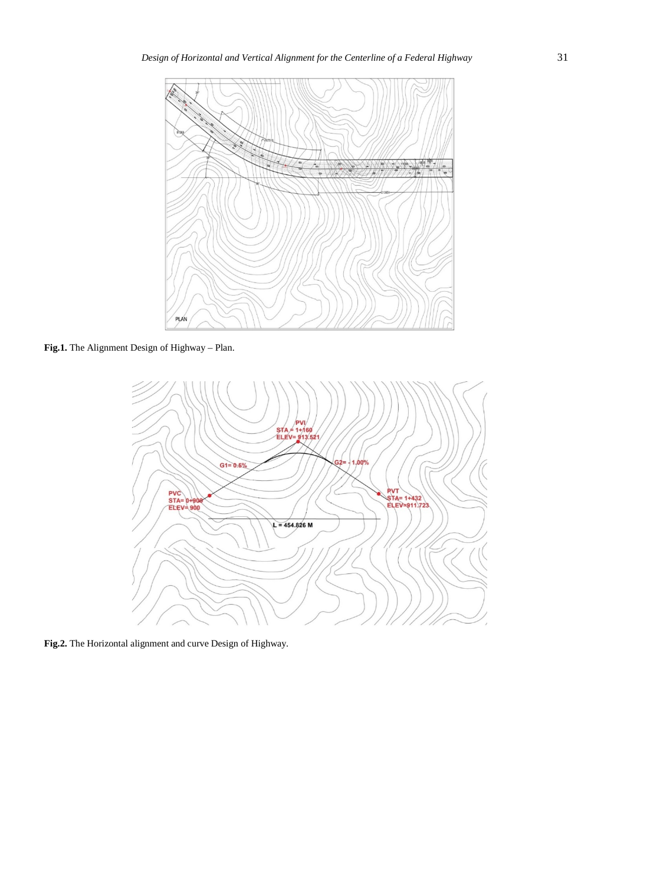**Fig.1.** The Alignment Design of Highway – Plan.

**Fig.2.** The Horizontal alignment and curve Design of Highway.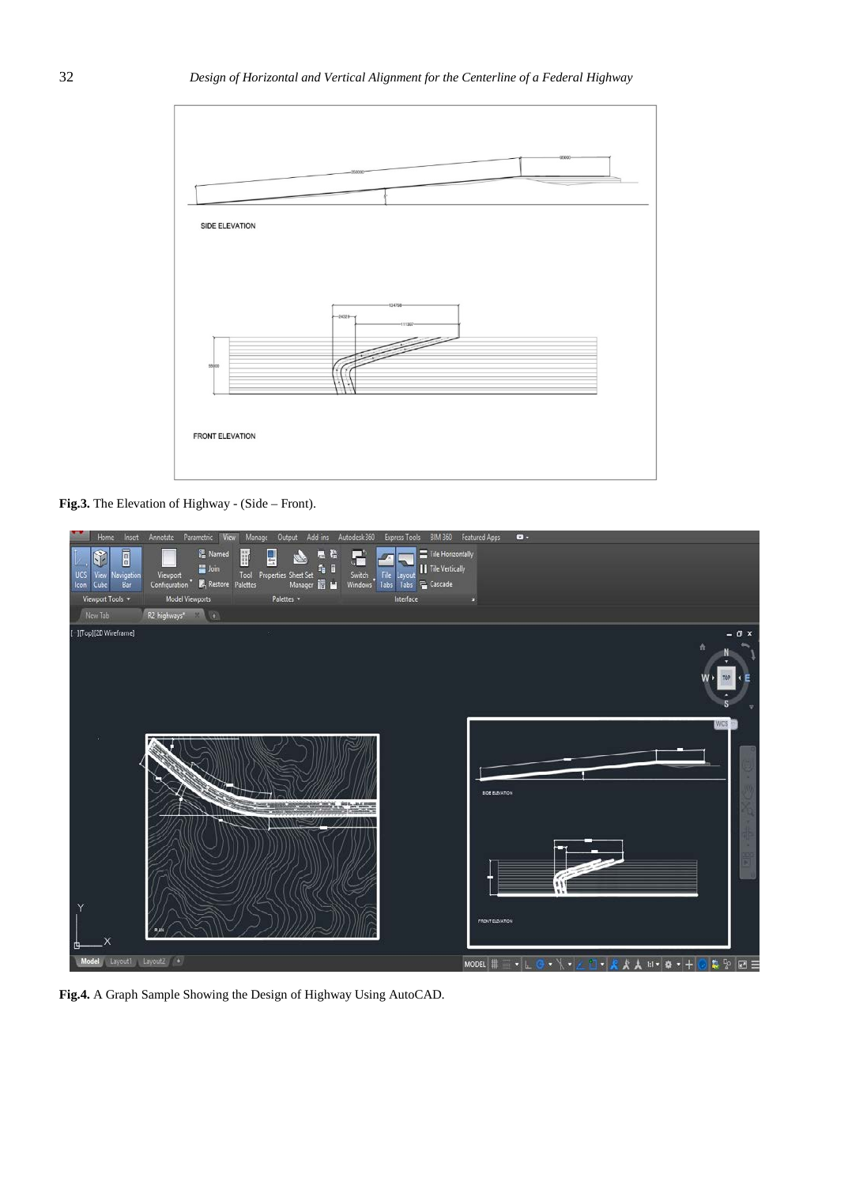**Fig.3.** The Elevation of Highway - (Side – Front).

**Fig.4.** A Graph Sample Showing the Design of Highway Using AutoCAD.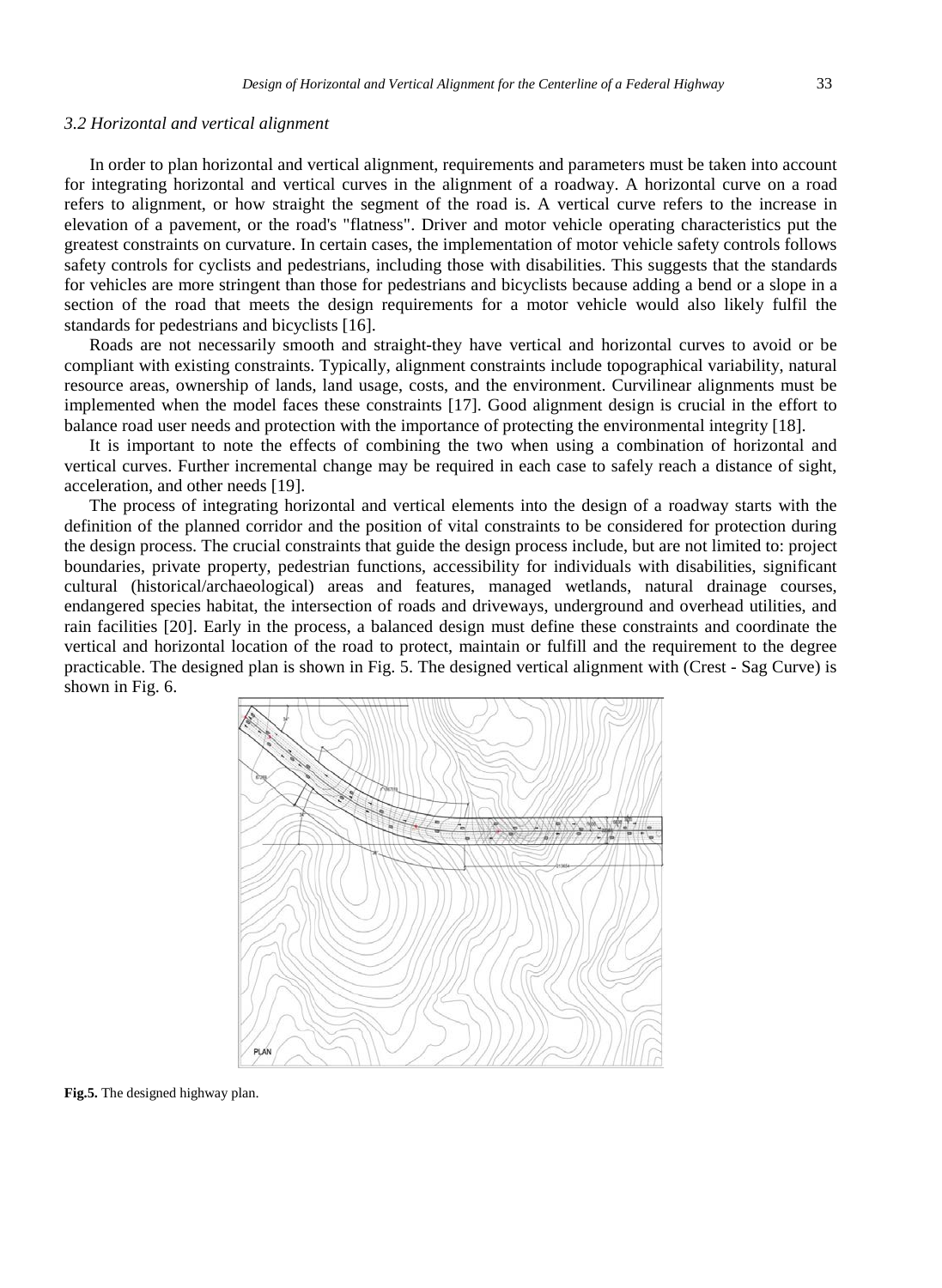### 3.2 Horizontal and vertical alignment

In order to plan horizontal and vertical alignment, requirements and parameters must be taken into account for integrating horizontal and vertical curves in the alignment of a roadway. A horizontal curve on a road refers to alignment, or how straight the segment of the road is. A vertical curve refers to the increase in elevation of a pavement, or the road's "flatness". Driver and motor vehicle operating characteristics put the greatest constraints on curvature. In certain cases, the implementation of motor vehicle safety controls follows safety controls for cyclists and pedestrians, including those with disabilities. This suggests that the standards for vehicles are more stringent than those for pedestrians and bicyclists because adding a bend or a slope in a section of the road that meets the design requirements for a motor vehicle would also likely fulfil the standards for pedestrians and bicyclists [16].

Roads are not necessarily smooth and straight-they have vertical and horizontal curves to avoid or be compliant with existing constraints. Typically, alignment constraints include topographical variability, natural resource areas, ownership of lands, land usage, costs, and the environment. Curvilinear alignments must be implemented when the model faces these constraints [17]. Good alignment design is crucial in the effort to balance road user needs and protection with the importance of protecting the environmental integrity [18].

It is important to note the effects of combining the two when using a combination of horizontal and vertical curves. Further incremental change may be required in each case to safely reach a distance of sight, acceleration, and other needs [19].

The process of integrating horizontal and vertical elements into the design of a roadway starts with the definition of the planned corridor and the position of vital constraints to be considered for protection during the design process. The crucial constraints that guide the design process include, but are not limited to: project boundaries, private property, pedestrian functions, accessibility for individuals with disabilities, significant cultural (historical/archaeological) areas and features, managed wetlands, natural drainage courses, endangered species habitat, the intersection of roads and driveways, underground and overhead utilities, and rain facilities [20]. Early in the process, a balanced design must define these constraints and coordinate the vertical and horizontal location of the road to protect, maintain or fulfill and the requirement to the degree practicable. The designed plan is shown in Fig. 5. The designed vertical alignment with (Crest - Sag Curve) is shown in Fig. 6.

**Fig.5.** The designed highway plan.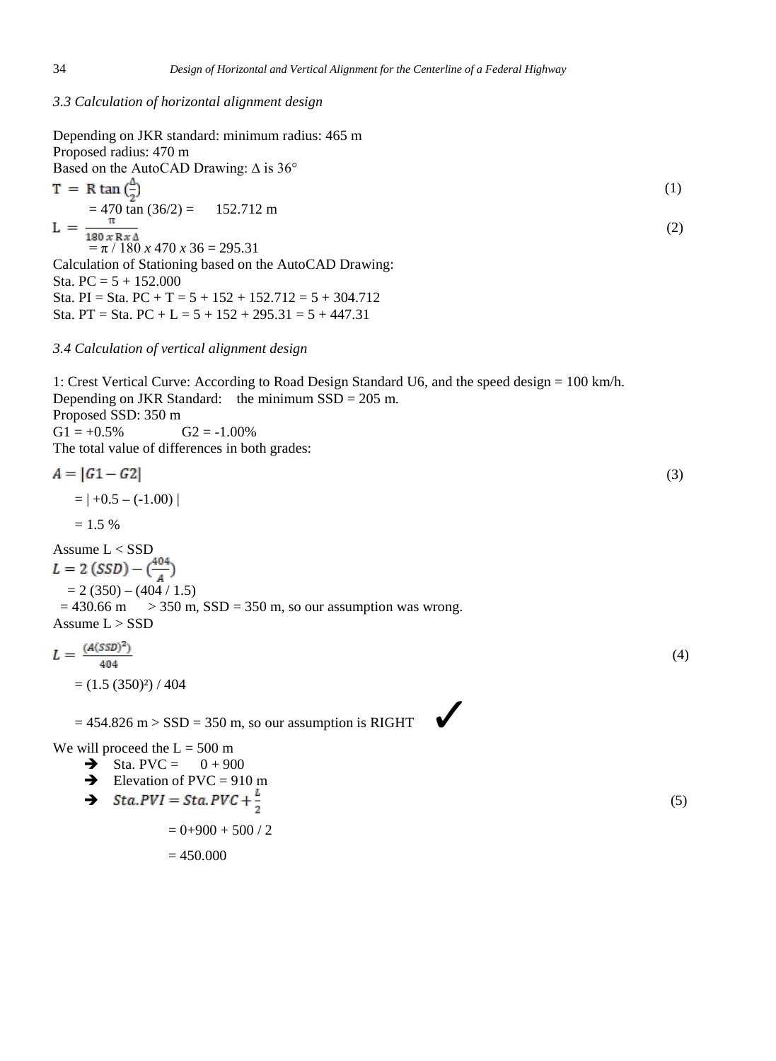*3.3 Calculation of horizontal alignment design*

Depending on JKR standard: minimum radius: 465 m
Proposed radius: 470 m
Based on the AutoCAD Drawing: $\Delta$ is 36°

$$T = R \tan\left(\frac{\Delta}{2}\right) \tag{1}$$

= 470 tan (36/2) = 152.712 m

$$L = \frac{\pi}{180 \times R \times \Delta} \tag{2}$$

= $\pi$ / 180 *x* 470 *x* 36 = 295.31

Calculation of Stationing based on the AutoCAD Drawing:
Sta. PC = 5 + 152.000
Sta. PI = Sta. PC + T = 5 + 152 + 152.712 = 5 + 304.712
Sta. PT = Sta. PC + L = 5 + 152 + 295.31 = 5 + 447.31

*3.4 Calculation of vertical alignment design*

1: Crest Vertical Curve: According to Road Design Standard U6, and the speed design = 100 km/h.
Depending on JKR Standard: the minimum SSD = 205 m.
Proposed SSD: 350 m
G1 = +0.5% G2 = -1.00%
The total value of differences in both grades:

$$A = |G1 - G2| \tag{3}$$

= | +0.5 – (-1.00) |

= 1.5 %

Assume L < SSD

$$L = 2\,(SSD) - \left(\frac{404}{A}\right)$$

= 2 (350) – (404 / 1.5)
= 430.66 m > 350 m, SSD = 350 m, so our assumption was wrong.
Assume L > SSD

$$L = \frac{(A(SSD)^2)}{404} \tag{4}$$

= (1.5 (350)²) / 404

= 454.826 m > SSD = 350 m, so our assumption is RIGHT ✓

We will proceed the L = 500 m

- ➔ Sta. PVC = 0 + 900
- ➔ Elevation of PVC = 910 m
- ➔ $Sta.PVI = Sta.PVC + \frac{L}{2}$ (5)

= 0+900 + 500 / 2

= 450.000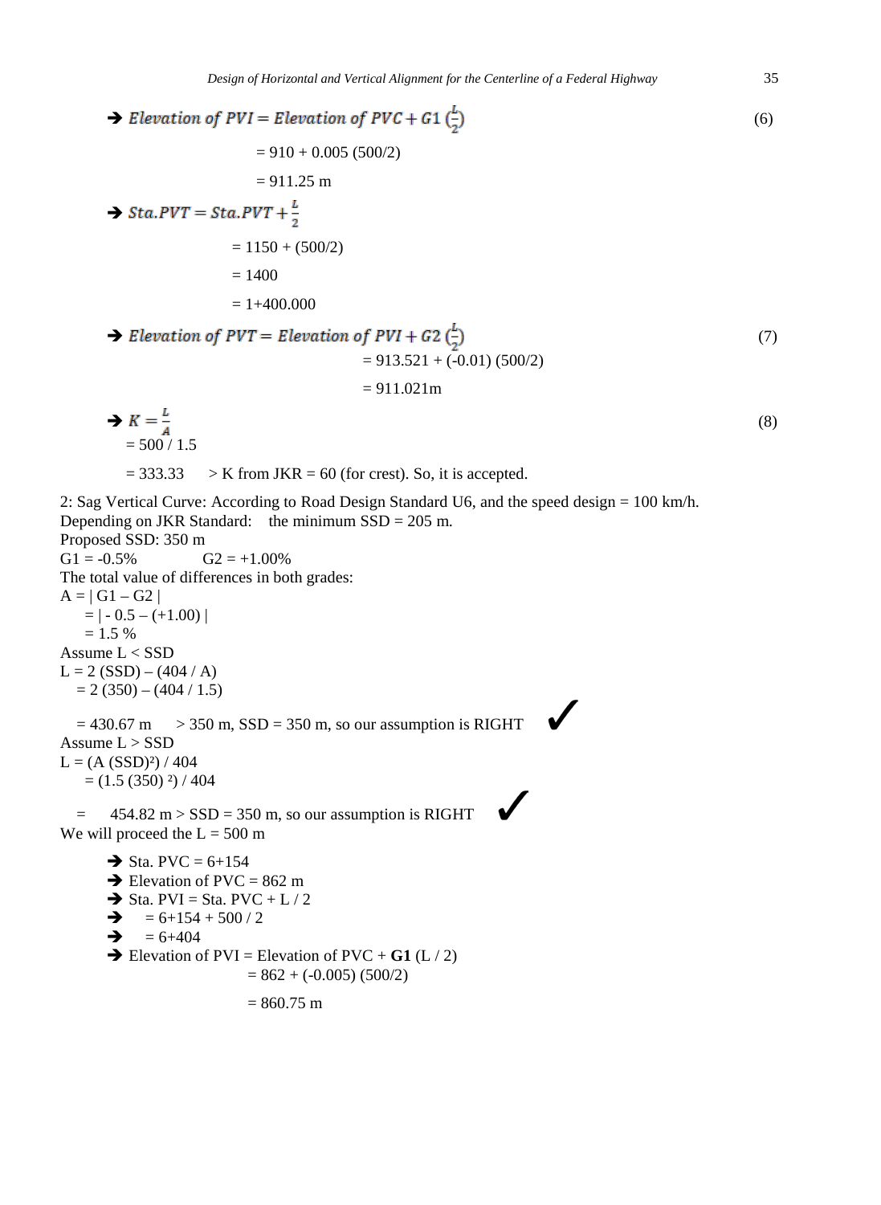➔ $Elevation\ of\ PVI = Elevation\ of\ PVC + G1\left(\frac{L}{2}\right)$ (6)

= 910 + 0.005 (500/2)

= 911.25 m

➔ $Sta.PVT = Sta.PVT + \frac{L}{2}$

= 1150 + (500/2)

= 1400

= 1+400.000

➔ $Elevation\ of\ PVT = Elevation\ of\ PVI + G2\left(\frac{L}{2}\right)$ (7)

= 913.521 + (-0.01) (500/2)

= 911.021m

➔ $K = \frac{L}{A}$ (8)

= 500 / 1.5

= 333.33 > K from JKR = 60 (for crest). So, it is accepted.

2: Sag Vertical Curve: According to Road Design Standard U6, and the speed design = 100 km/h.
Depending on JKR Standard: the minimum SSD = 205 m.
Proposed SSD: 350 m
G1 = -0.5% G2 = +1.00%
The total value of differences in both grades:
A = | G1 – G2 |
= | - 0.5 – (+1.00) |
= 1.5 %
Assume L < SSD
L = 2 (SSD) – (404 / A)
= 2 (350) – (404 / 1.5)

= 430.67 m > 350 m, SSD = 350 m, so our assumption is RIGHT ✓
Assume L > SSD
L = (A (SSD)²) / 404
= (1.5 (350) ²) / 404

= 454.82 m > SSD = 350 m, so our assumption is RIGHT ✓
We will proceed the L = 500 m

➔ Sta. PVC = 6+154
➔ Elevation of PVC = 862 m
➔ Sta. PVI = Sta. PVC + L / 2
➔ = 6+154 + 500 / 2
➔ = 6+404
➔ Elevation of PVI = Elevation of PVC + **G1** (L / 2)

= 862 + (-0.005) (500/2)

= 860.75 m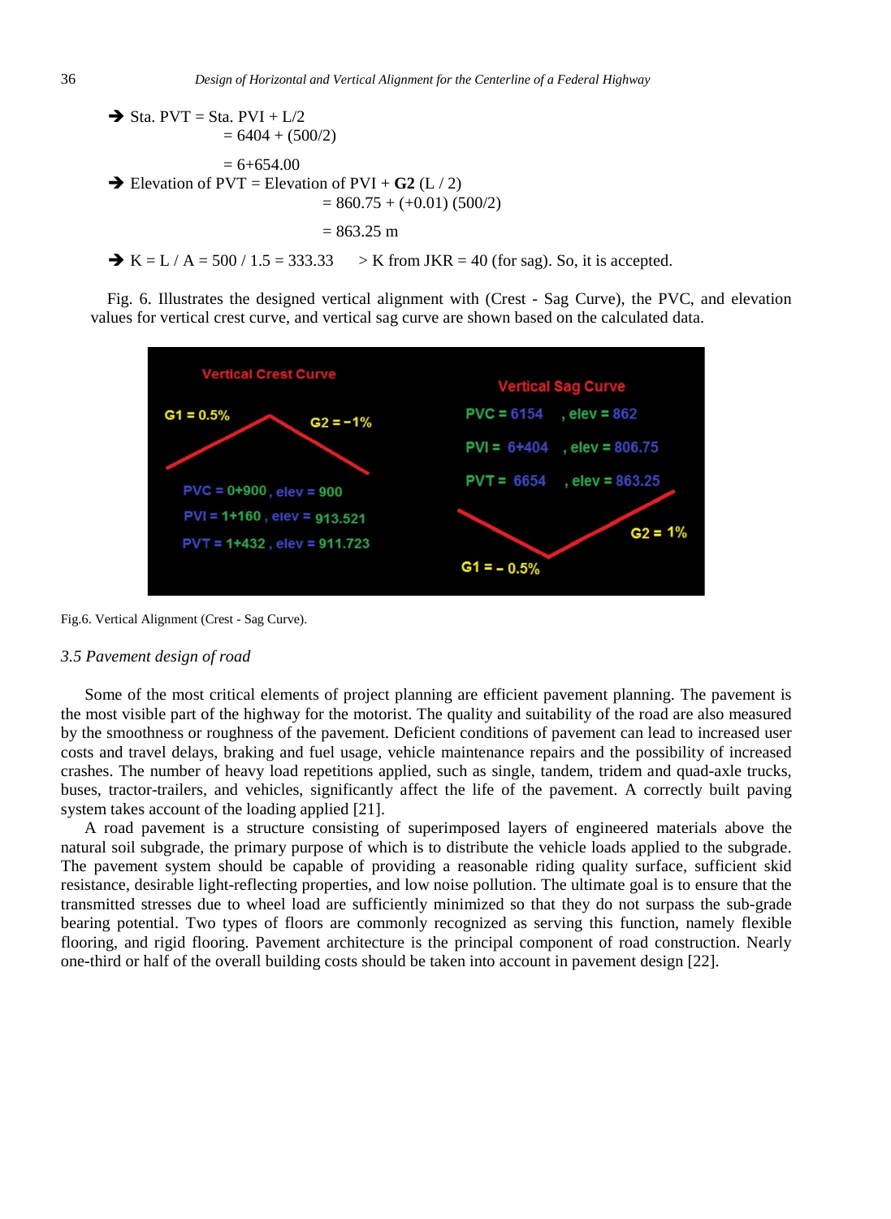➔ Sta. PVT = Sta. PVI + L/2
= 6404 + (500/2)

= 6+654.00

➔ Elevation of PVT = Elevation of PVI + **G2** (L / 2)
= 860.75 + (+0.01) (500/2)

= 863.25 m

➔ K = L / A = 500 / 1.5 = 333.33 > K from JKR = 40 (for sag). So, it is accepted.

Fig. 6. Illustrates the designed vertical alignment with (Crest - Sag Curve), the PVC, and elevation values for vertical crest curve, and vertical sag curve are shown based on the calculated data.

Vertical Crest Curve

G1 = 0.5% G2 = −1%

PVC = 0+900 , elev = 900

PVI = 1+160 , elev = 913.521

PVT = 1+432 , elev = 911.723

Vertical Sag Curve

PVC = 6154 , elev = 862

PVI = 6+404 , elev = 806.75

PVT = 6654 , elev = 863.25

G1 = – 0.5% G2 = 1%

Fig.6. Vertical Alignment (Crest - Sag Curve).

### *3.5 Pavement design of road*

Some of the most critical elements of project planning are efficient pavement planning. The pavement is the most visible part of the highway for the motorist. The quality and suitability of the road are also measured by the smoothness or roughness of the pavement. Deficient conditions of pavement can lead to increased user costs and travel delays, braking and fuel usage, vehicle maintenance repairs and the possibility of increased crashes. The number of heavy load repetitions applied, such as single, tandem, tridem and quad-axle trucks, buses, tractor-trailers, and vehicles, significantly affect the life of the pavement. A correctly built paving system takes account of the loading applied [21].

A road pavement is a structure consisting of superimposed layers of engineered materials above the natural soil subgrade, the primary purpose of which is to distribute the vehicle loads applied to the subgrade. The pavement system should be capable of providing a reasonable riding quality surface, sufficient skid resistance, desirable light-reflecting properties, and low noise pollution. The ultimate goal is to ensure that the transmitted stresses due to wheel load are sufficiently minimized so that they do not surpass the sub-grade bearing potential. Two types of floors are commonly recognized as serving this function, namely flexible flooring, and rigid flooring. Pavement architecture is the principal component of road construction. Nearly one-third or half of the overall building costs should be taken into account in pavement design [22].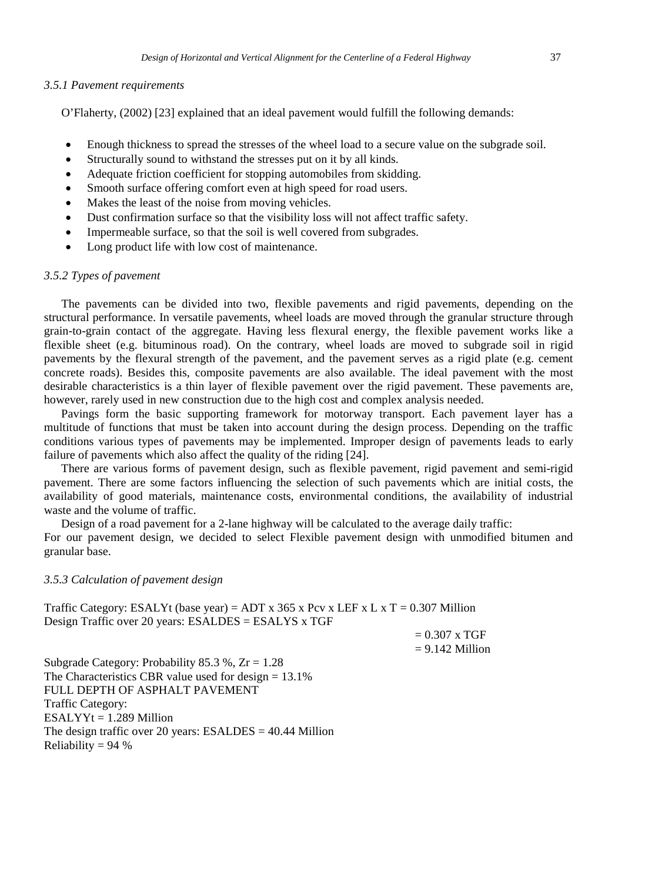### *3.5.1 Pavement requirements*

O'Flaherty, (2002) [23] explained that an ideal pavement would fulfill the following demands:

- Enough thickness to spread the stresses of the wheel load to a secure value on the subgrade soil.
- Structurally sound to withstand the stresses put on it by all kinds.
- Adequate friction coefficient for stopping automobiles from skidding.
- Smooth surface offering comfort even at high speed for road users.
- Makes the least of the noise from moving vehicles.
- Dust confirmation surface so that the visibility loss will not affect traffic safety.
- Impermeable surface, so that the soil is well covered from subgrades.
- Long product life with low cost of maintenance.

### *3.5.2 Types of pavement*

The pavements can be divided into two, flexible pavements and rigid pavements, depending on the structural performance. In versatile pavements, wheel loads are moved through the granular structure through grain-to-grain contact of the aggregate. Having less flexural energy, the flexible pavement works like a flexible sheet (e.g. bituminous road). On the contrary, wheel loads are moved to subgrade soil in rigid pavements by the flexural strength of the pavement, and the pavement serves as a rigid plate (e.g. cement concrete roads). Besides this, composite pavements are also available. The ideal pavement with the most desirable characteristics is a thin layer of flexible pavement over the rigid pavement. These pavements are, however, rarely used in new construction due to the high cost and complex analysis needed.

Pavings form the basic supporting framework for motorway transport. Each pavement layer has a multitude of functions that must be taken into account during the design process. Depending on the traffic conditions various types of pavements may be implemented. Improper design of pavements leads to early failure of pavements which also affect the quality of the riding [24].

There are various forms of pavement design, such as flexible pavement, rigid pavement and semi-rigid pavement. There are some factors influencing the selection of such pavements which are initial costs, the availability of good materials, maintenance costs, environmental conditions, the availability of industrial waste and the volume of traffic.

Design of a road pavement for a 2-lane highway will be calculated to the average daily traffic:
For our pavement design, we decided to select Flexible pavement design with unmodified bitumen and granular base.

### *3.5.3 Calculation of pavement design*

Traffic Category: ESALYt (base year) = ADT x 365 x Pcv x LEF x L x T = 0.307 Million
Design Traffic over 20 years: ESALDES = ESALYS x TGF

= 0.307 x TGF

= 9.142 Million

Subgrade Category: Probability 85.3 %, $Zr = 1.28$
The Characteristics CBR value used for design = 13.1%
FULL DEPTH OF ASPHALT PAVEMENT
Traffic Category:
ESALYYt = 1.289 Million
The design traffic over 20 years: ESALDES = 40.44 Million
Reliability = 94 %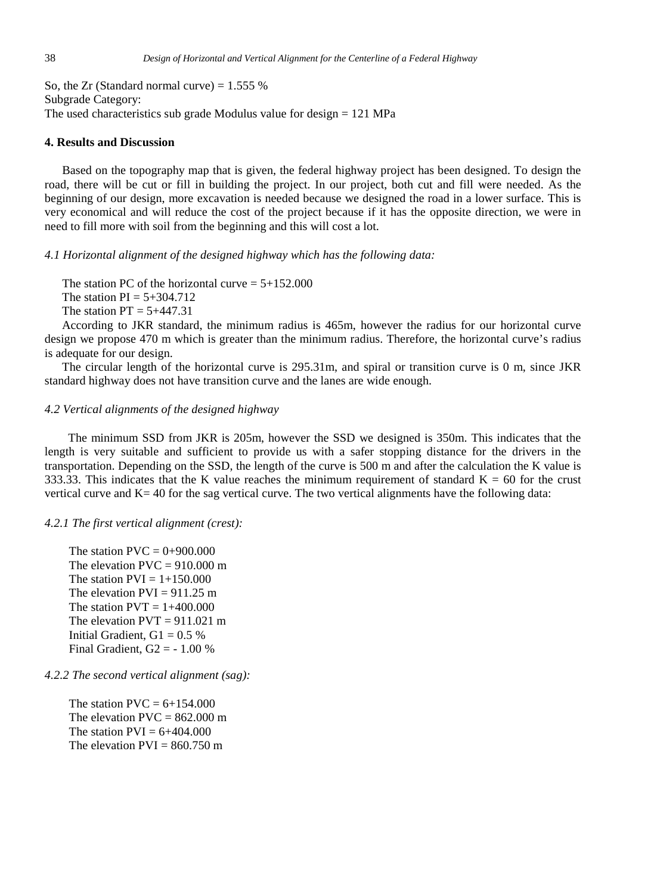So, the Zr (Standard normal curve) = 1.555 %
Subgrade Category:
The used characteristics sub grade Modulus value for design = 121 MPa

## 4. Results and Discussion

Based on the topography map that is given, the federal highway project has been designed. To design the road, there will be cut or fill in building the project. In our project, both cut and fill were needed. As the beginning of our design, more excavation is needed because we designed the road in a lower surface. This is very economical and will reduce the cost of the project because if it has the opposite direction, we were in need to fill more with soil from the beginning and this will cost a lot.

### *4.1 Horizontal alignment of the designed highway which has the following data:*

The station PC of the horizontal curve = 5+152.000
The station PI = 5+304.712
The station PT = 5+447.31

According to JKR standard, the minimum radius is 465m, however the radius for our horizontal curve design we propose 470 m which is greater than the minimum radius. Therefore, the horizontal curve's radius is adequate for our design.

The circular length of the horizontal curve is 295.31m, and spiral or transition curve is 0 m, since JKR standard highway does not have transition curve and the lanes are wide enough.

### *4.2 Vertical alignments of the designed highway*

The minimum SSD from JKR is 205m, however the SSD we designed is 350m. This indicates that the length is very suitable and sufficient to provide us with a safer stopping distance for the drivers in the transportation. Depending on the SSD, the length of the curve is 500 m and after the calculation the K value is 333.33. This indicates that the K value reaches the minimum requirement of standard K = 60 for the crust vertical curve and K= 40 for the sag vertical curve. The two vertical alignments have the following data:

#### *4.2.1 The first vertical alignment (crest):*

The station PVC = 0+900.000
The elevation PVC = 910.000 m
The station PVI = 1+150.000
The elevation PVI = 911.25 m
The station PVT = 1+400.000
The elevation PVT = 911.021 m
Initial Gradient, G1 = 0.5 %
Final Gradient, G2 = - 1.00 %

#### *4.2.2 The second vertical alignment (sag):*

The station PVC = 6+154.000
The elevation PVC = 862.000 m
The station PVI = 6+404.000
The elevation PVI = 860.750 m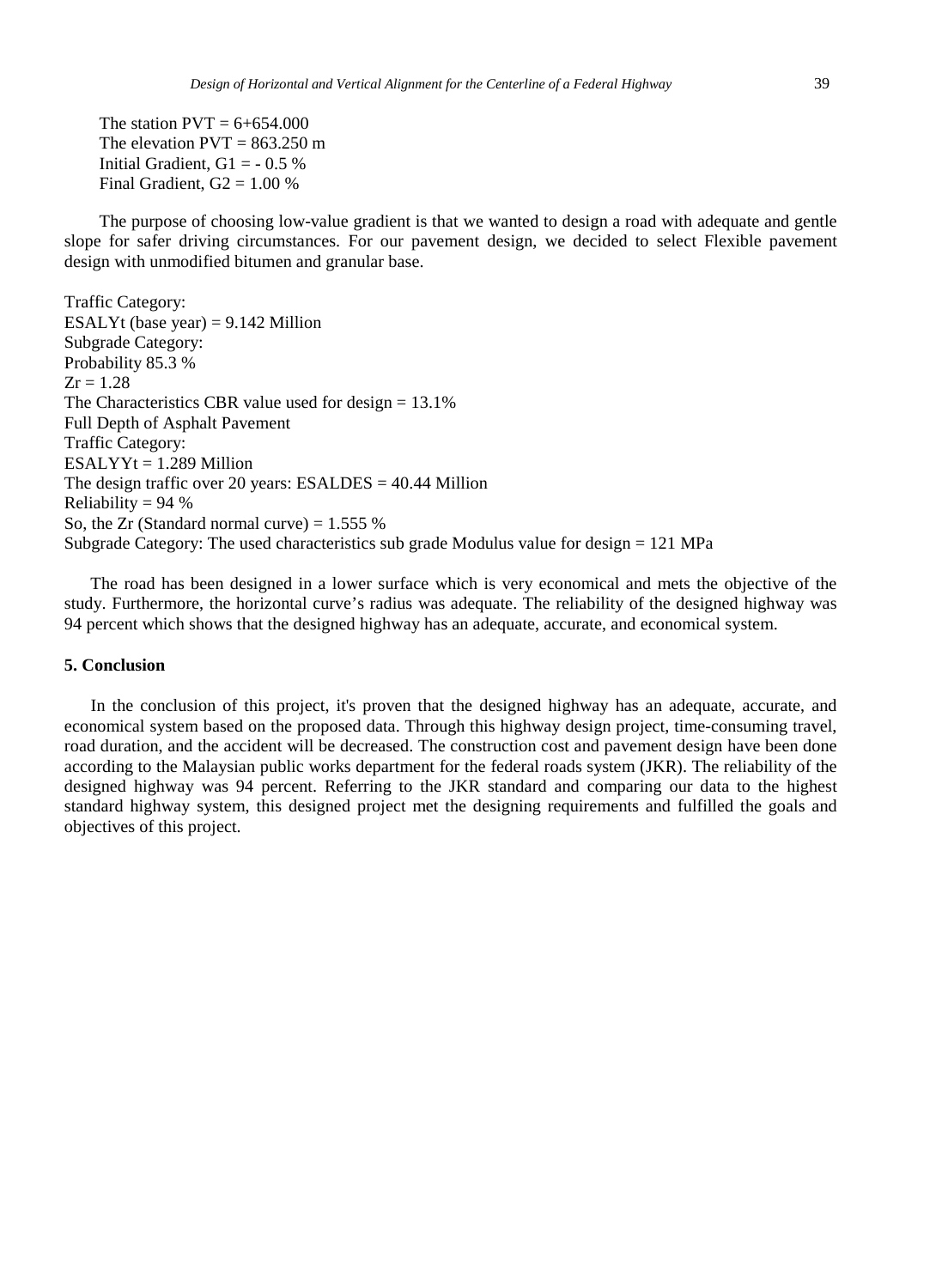The station PVT = 6+654.000  
The elevation PVT = 863.250 m  
Initial Gradient, $G1 = -0.5$ %  
Final Gradient, $G2 = 1.00$ %

The purpose of choosing low-value gradient is that we wanted to design a road with adequate and gentle slope for safer driving circumstances. For our pavement design, we decided to select Flexible pavement design with unmodified bitumen and granular base.

Traffic Category:  
ESALYt (base year) = 9.142 Million  
Subgrade Category:  
Probability 85.3 %  
$Zr = 1.28$  
The Characteristics CBR value used for design = 13.1%  
Full Depth of Asphalt Pavement  
Traffic Category:  
ESALYYt = 1.289 Million  
The design traffic over 20 years: ESALDES = 40.44 Million  
Reliability = 94 %  
So, the Zr (Standard normal curve) = 1.555 %  
Subgrade Category: The used characteristics sub grade Modulus value for design = 121 MPa

The road has been designed in a lower surface which is very economical and mets the objective of the study. Furthermore, the horizontal curve's radius was adequate. The reliability of the designed highway was 94 percent which shows that the designed highway has an adequate, accurate, and economical system.

## 5. Conclusion

In the conclusion of this project, it's proven that the designed highway has an adequate, accurate, and economical system based on the proposed data. Through this highway design project, time-consuming travel, road duration, and the accident will be decreased. The construction cost and pavement design have been done according to the Malaysian public works department for the federal roads system (JKR). The reliability of the designed highway was 94 percent. Referring to the JKR standard and comparing our data to the highest standard highway system, this designed project met the designing requirements and fulfilled the goals and objectives of this project.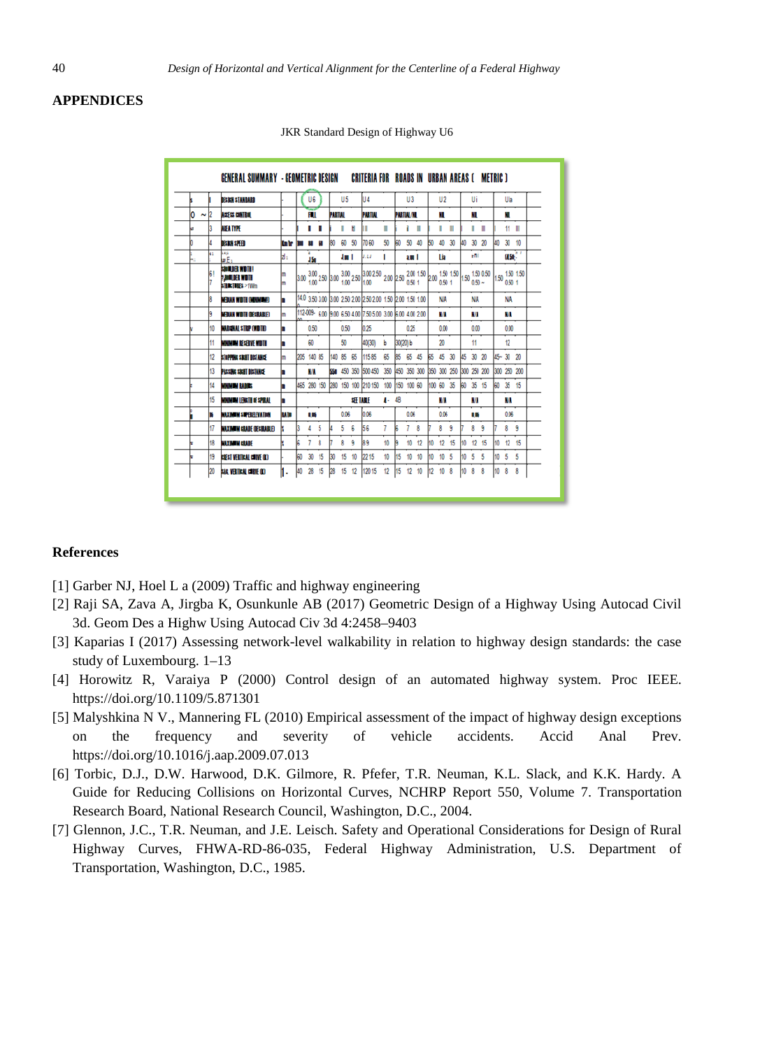## APPENDICES

JKR Standard Design of Highway U6

| | | GENERAL SUMMARY - GEOMETRIC DESIGN CRITERIA FOR ROADS IN URBAN AREAS ( METRIC ) | | | | | | | | |
|---|---|---|---|---|---|---|---|---|---|---|
| | 1 | DESIGN STANDARD | - | U6 | U5 | U4 | U3 | U2 | U1 | U1a |
| | 2 | ACCESS CONTROL | - | FULL | PARTIAL | PARTIAL | PARTIAL/NIL | NIL | NIL | NIL |
| | 3 | AREA TYPE | - | I II III | I II III | I II III | I II III | I II III | I II III | I II III |
| | 4 | DESIGN SPEED | Km/hr | 100 80 60 | 80 60 50 | 70 60 50 | 60 50 40 | 50 40 30 | 40 30 20 | 40 30 10 |
| | 5 | | | 3.50 | 3.00 | | 3.00 | | | |
| | 6 / 7 | SHOULDER WIDTH / SHOULDER WIDTH STRUCTURES >1Wm | m / m | 3.00 3.00 2.50 / 1.00 | 3.00 3.00 2.50 / 1.00 | 3.00 2.50 2.00 / 1.00 | 2.50 2.00 1.50 / 0.50 1 | 2.00 1.50 1.50 / 0.50 1 | 1.50 1.50 0.50 / 0.50 ~ | 1.50 1.50 1.50 / 0.50 1 |
| | 8 | MEDIAN WIDTH (MINIMUM) | m | 14.0 3.50 3.00 | 3.00 2.50 2.00 | 2.50 2.00 1.50 | 2.00 1.50 1.00 | N/A | N/A | N/A |
| | 9 | MEDIAN WIDTH (DESIRABLE) | m | 112-009- 6.00 | 9.00 6.50 4.00 | 7.50 5.00 3.00 | 6.00 4.00 2.00 | N/A | N/A | N/A |
| | 10 | MARGINAL STRIP (WIDTH) | m | 0.50 | 0.50 | 0.25 | 0.25 | 0.00 | 0.00 | 0.00 |
| | 11 | MINIMUM RESERVE WIDTH | m | 60 | 50 | 40(30) b | 30(20) b | 20 | 11 | 12 |
| | 12 | STOPPING SIGHT DISTANCE | m | 205 140 85 | 140 85 65 | 115 85 65 | 85 65 45 | 65 45 30 | 45 30 20 | 45- 30 20 |
| | 13 | PASSING SIGHT DISTANCE | m | N/A | 550 450 350 | 500 450 350 | 450 350 300 | 350 300 250 | 300 250 200 | 300 250 200 |
| | 14 | MINIMUM RADIUS | m | 465 280 150 | 280 150 100 | 210 150 100 | 150 100 60 | 100 60 35 | 60 35 15 | 60 35 15 |
| | 15 | MINIMUM LENGTH OF SPIRAL | m | | SEE TABLE 4-4B | | | N/A | N/A | N/A |
| | 16 | MAXIMUM SUPERELEVATION | RATIO | 0.06 | 0.06 | 0.06 | 0.06 | 0.06 | 0.06 | 0.06 |
| | 17 | MAXIMUM GRADE (DESIRABLE) | % | 3 4 5 | 4 5 6 | 5 6 7 | 6 7 8 | 7 8 9 | 7 8 9 | 7 8 9 |
| | 18 | MAXIMUM GRADE | % | 6 7 8 | 7 8 9 | 8 9 10 | 9 10 12 | 10 12 15 | 10 12 15 | 10 12 15 |
| | 19 | CREST VERTICAL CURVE (K) | - | 60 30 15 | 30 15 10 | 22 15 10 | 15 10 10 | 10 10 5 | 10 5 5 | 10 5 5 |
| | 20 | SAG VERTICAL CURVE (K) | - | 40 28 15 | 28 15 12 | 120 15 12 | 15 12 10 | 12 10 8 | 10 8 8 | 10 8 8 |

## References

[1] Garber NJ, Hoel L a (2009) Traffic and highway engineering

[2] Raji SA, Zava A, Jirgba K, Osunkunle AB (2017) Geometric Design of a Highway Using Autocad Civil 3d. Geom Des a Highw Using Autocad Civ 3d 4:2458–9403

[3] Kaparias I (2017) Assessing network-level walkability in relation to highway design standards: the case study of Luxembourg. 1–13

[4] Horowitz R, Varaiya P (2000) Control design of an automated highway system. Proc IEEE. https://doi.org/10.1109/5.871301

[5] Malyshkina N V., Mannering FL (2010) Empirical assessment of the impact of highway design exceptions on the frequency and severity of vehicle accidents. Accid Anal Prev. https://doi.org/10.1016/j.aap.2009.07.013

[6] Torbic, D.J., D.W. Harwood, D.K. Gilmore, R. Pfefer, T.R. Neuman, K.L. Slack, and K.K. Hardy. A Guide for Reducing Collisions on Horizontal Curves, NCHRP Report 550, Volume 7. Transportation Research Board, National Research Council, Washington, D.C., 2004.

[7] Glennon, J.C., T.R. Neuman, and J.E. Leisch. Safety and Operational Considerations for Design of Rural Highway Curves, FHWA-RD-86-035, Federal Highway Administration, U.S. Department of Transportation, Washington, D.C., 1985.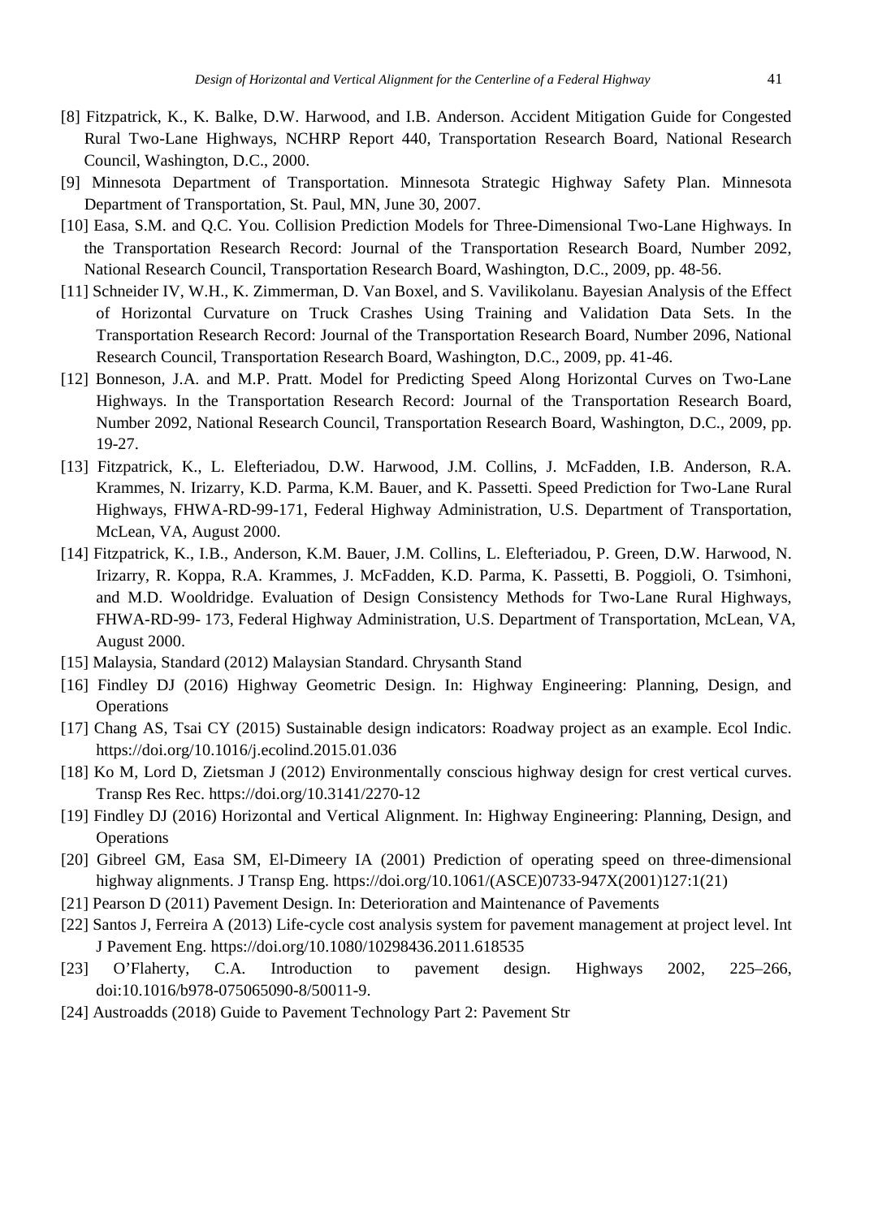[8] Fitzpatrick, K., K. Balke, D.W. Harwood, and I.B. Anderson. Accident Mitigation Guide for Congested Rural Two-Lane Highways, NCHRP Report 440, Transportation Research Board, National Research Council, Washington, D.C., 2000.

[9] Minnesota Department of Transportation. Minnesota Strategic Highway Safety Plan. Minnesota Department of Transportation, St. Paul, MN, June 30, 2007.

[10] Easa, S.M. and Q.C. You. Collision Prediction Models for Three-Dimensional Two-Lane Highways. In the Transportation Research Record: Journal of the Transportation Research Board, Number 2092, National Research Council, Transportation Research Board, Washington, D.C., 2009, pp. 48-56.

[11] Schneider IV, W.H., K. Zimmerman, D. Van Boxel, and S. Vavilikolanu. Bayesian Analysis of the Effect of Horizontal Curvature on Truck Crashes Using Training and Validation Data Sets. In the Transportation Research Record: Journal of the Transportation Research Board, Number 2096, National Research Council, Transportation Research Board, Washington, D.C., 2009, pp. 41-46.

[12] Bonneson, J.A. and M.P. Pratt. Model for Predicting Speed Along Horizontal Curves on Two-Lane Highways. In the Transportation Research Record: Journal of the Transportation Research Board, Number 2092, National Research Council, Transportation Research Board, Washington, D.C., 2009, pp. 19-27.

[13] Fitzpatrick, K., L. Elefteriadou, D.W. Harwood, J.M. Collins, J. McFadden, I.B. Anderson, R.A. Krammes, N. Irizarry, K.D. Parma, K.M. Bauer, and K. Passetti. Speed Prediction for Two-Lane Rural Highways, FHWA-RD-99-171, Federal Highway Administration, U.S. Department of Transportation, McLean, VA, August 2000.

[14] Fitzpatrick, K., I.B., Anderson, K.M. Bauer, J.M. Collins, L. Elefteriadou, P. Green, D.W. Harwood, N. Irizarry, R. Koppa, R.A. Krammes, J. McFadden, K.D. Parma, K. Passetti, B. Poggioli, O. Tsimhoni, and M.D. Wooldridge. Evaluation of Design Consistency Methods for Two-Lane Rural Highways, FHWA-RD-99- 173, Federal Highway Administration, U.S. Department of Transportation, McLean, VA, August 2000.

[15] Malaysia, Standard (2012) Malaysian Standard. Chrysanth Stand

[16] Findley DJ (2016) Highway Geometric Design. In: Highway Engineering: Planning, Design, and Operations

[17] Chang AS, Tsai CY (2015) Sustainable design indicators: Roadway project as an example. Ecol Indic. https://doi.org/10.1016/j.ecolind.2015.01.036

[18] Ko M, Lord D, Zietsman J (2012) Environmentally conscious highway design for crest vertical curves. Transp Res Rec. https://doi.org/10.3141/2270-12

[19] Findley DJ (2016) Horizontal and Vertical Alignment. In: Highway Engineering: Planning, Design, and Operations

[20] Gibreel GM, Easa SM, El-Dimeery IA (2001) Prediction of operating speed on three-dimensional highway alignments. J Transp Eng. https://doi.org/10.1061/(ASCE)0733-947X(2001)127:1(21)

[21] Pearson D (2011) Pavement Design. In: Deterioration and Maintenance of Pavements

[22] Santos J, Ferreira A (2013) Life-cycle cost analysis system for pavement management at project level. Int J Pavement Eng. https://doi.org/10.1080/10298436.2011.618535

[23] O'Flaherty, C.A. Introduction to pavement design. Highways 2002, 225–266, doi:10.1016/b978-075065090-8/50011-9.

[24] Austroadds (2018) Guide to Pavement Technology Part 2: Pavement Str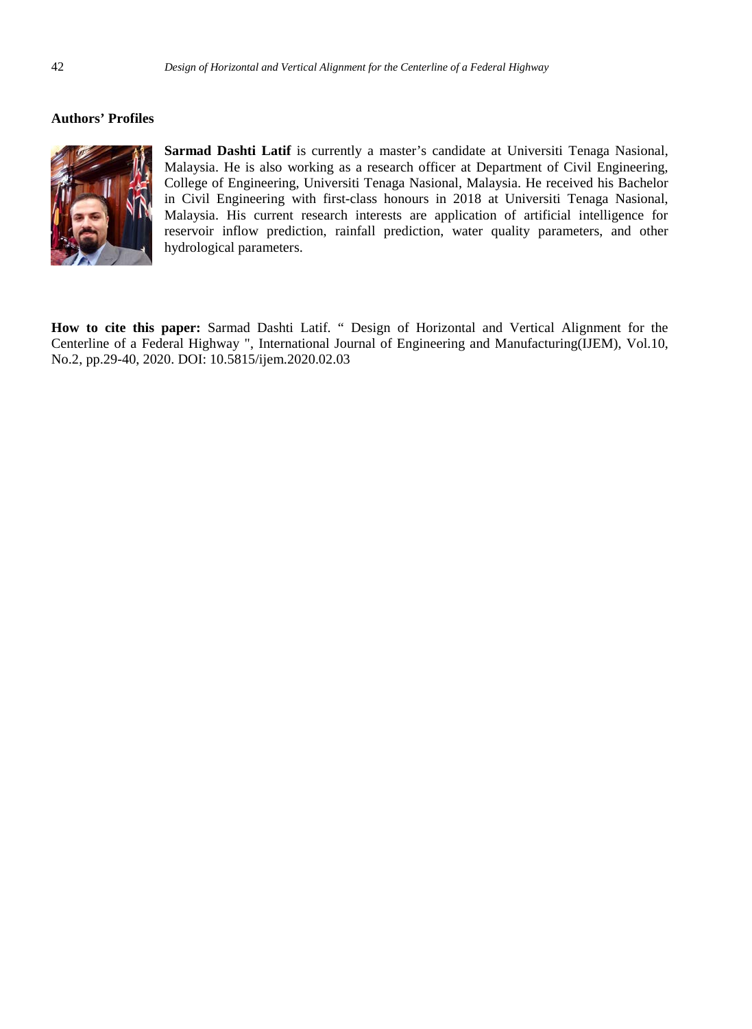**Authors' Profiles**

**Sarmad Dashti Latif** is currently a master's candidate at Universiti Tenaga Nasional, Malaysia. He is also working as a research officer at Department of Civil Engineering, College of Engineering, Universiti Tenaga Nasional, Malaysia. He received his Bachelor in Civil Engineering with first-class honours in 2018 at Universiti Tenaga Nasional, Malaysia. His current research interests are application of artificial intelligence for reservoir inflow prediction, rainfall prediction, water quality parameters, and other hydrological parameters.

**How to cite this paper:** Sarmad Dashti Latif. " Design of Horizontal and Vertical Alignment for the Centerline of a Federal Highway ", International Journal of Engineering and Manufacturing(IJEM), Vol.10, No.2, pp.29-40, 2020. DOI: 10.5815/ijem.2020.02.03